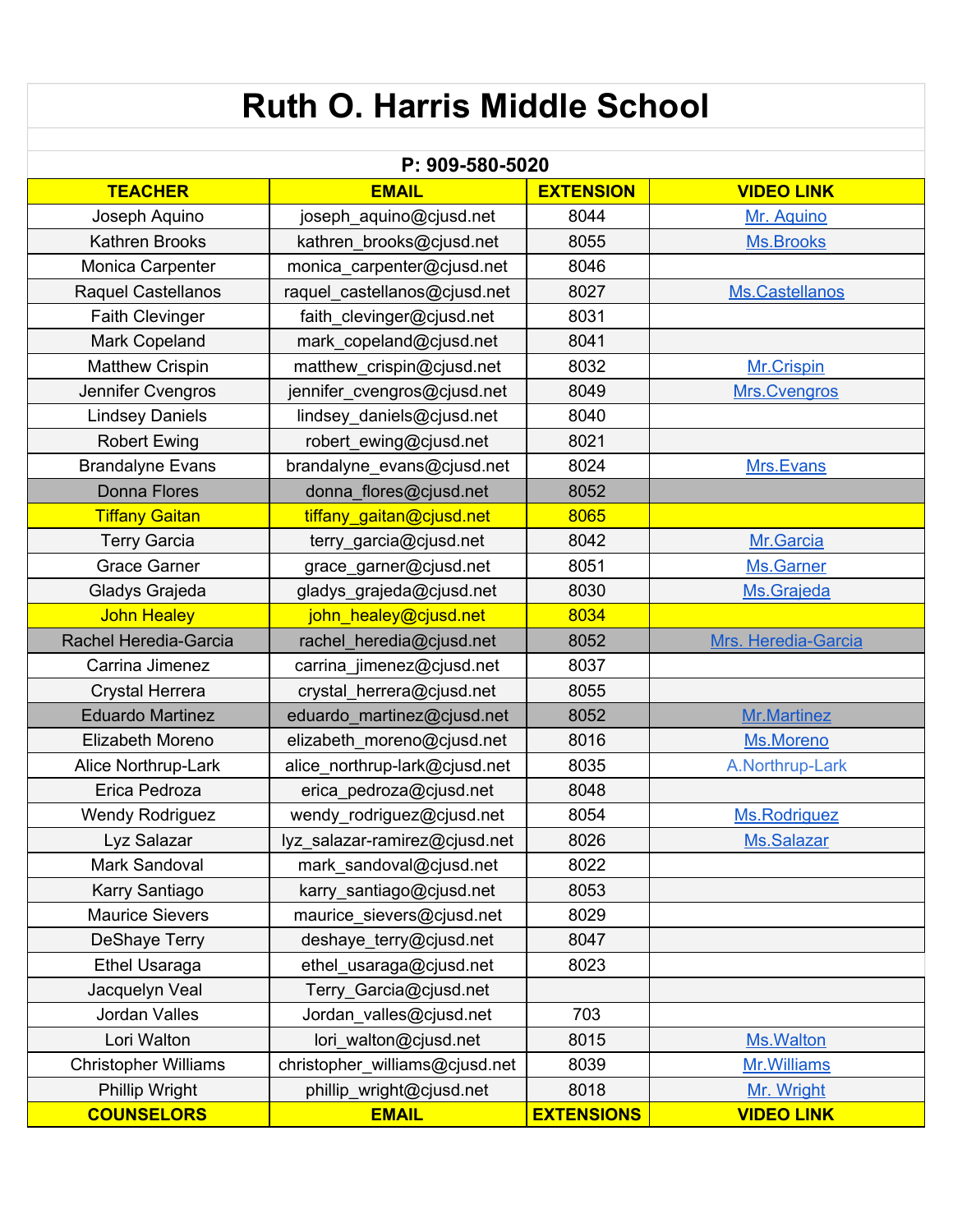# Ruth O. Harris Middle School

**P: 909-580-5020**

| TEACHER | EMAIL | EXTENSION | VIDEO LINK |
|---|---|---|---|
| Joseph Aquino | joseph_aquino@cjusd.net | 8044 | Mr. Aquino |
| Kathren Brooks | kathren_brooks@cjusd.net | 8055 | Ms.Brooks |
| Monica Carpenter | monica_carpenter@cjusd.net | 8046 | |
| Raquel Castellanos | raquel_castellanos@cjusd.net | 8027 | Ms.Castellanos |
| Faith Clevinger | faith_clevinger@cjusd.net | 8031 | |
| Mark Copeland | mark_copeland@cjusd.net | 8041 | |
| Matthew Crispin | matthew_crispin@cjusd.net | 8032 | Mr.Crispin |
| Jennifer Cvengros | jennifer_cvengros@cjusd.net | 8049 | Mrs.Cvengros |
| Lindsey Daniels | lindsey_daniels@cjusd.net | 8040 | |
| Robert Ewing | robert_ewing@cjusd.net | 8021 | |
| Brandalyne Evans | brandalyne_evans@cjusd.net | 8024 | Mrs.Evans |
| Donna Flores | donna_flores@cjusd.net | 8052 | |
| Tiffany Gaitan | tiffany_gaitan@cjusd.net | 8065 | |
| Terry Garcia | terry_garcia@cjusd.net | 8042 | Mr.Garcia |
| Grace Garner | grace_garner@cjusd.net | 8051 | Ms.Garner |
| Gladys Grajeda | gladys_grajeda@cjusd.net | 8030 | Ms.Grajeda |
| John Healey | john_healey@cjusd.net | 8034 | |
| Rachel Heredia-Garcia | rachel_heredia@cjusd.net | 8052 | Mrs. Heredia-Garcia |
| Carrina Jimenez | carrina_jimenez@cjusd.net | 8037 | |
| Crystal Herrera | crystal_herrera@cjusd.net | 8055 | |
| Eduardo Martinez | eduardo_martinez@cjusd.net | 8052 | Mr.Martinez |
| Elizabeth Moreno | elizabeth_moreno@cjusd.net | 8016 | Ms.Moreno |
| Alice Northrup-Lark | alice_northrup-lark@cjusd.net | 8035 | A.Northrup-Lark |
| Erica Pedroza | erica_pedroza@cjusd.net | 8048 | |
| Wendy Rodriguez | wendy_rodriguez@cjusd.net | 8054 | Ms.Rodriguez |
| Lyz Salazar | lyz_salazar-ramirez@cjusd.net | 8026 | Ms.Salazar |
| Mark Sandoval | mark_sandoval@cjusd.net | 8022 | |
| Karry Santiago | karry_santiago@cjusd.net | 8053 | |
| Maurice Sievers | maurice_sievers@cjusd.net | 8029 | |
| DeShaye Terry | deshaye_terry@cjusd.net | 8047 | |
| Ethel Usaraga | ethel_usaraga@cjusd.net | 8023 | |
| Jacquelyn Veal | Terry_Garcia@cjusd.net | | |
| Jordan Valles | Jordan_valles@cjusd.net | 703 | |
| Lori Walton | lori_walton@cjusd.net | 8015 | Ms.Walton |
| Christopher Williams | christopher_williams@cjusd.net | 8039 | Mr.Williams |
| Phillip Wright | phillip_wright@cjusd.net | 8018 | Mr. Wright |
| **COUNSELORS** | **EMAIL** | **EXTENSIONS** | **VIDEO LINK** |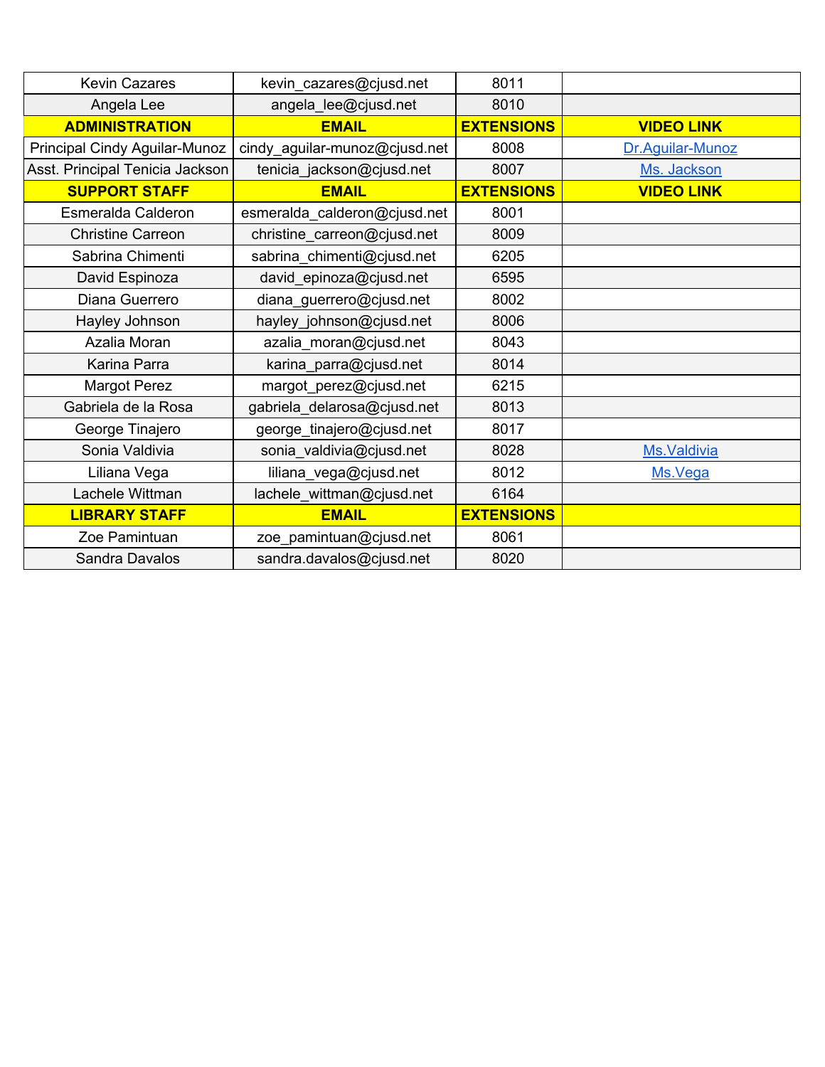| | | | |
|---|---|---|---|
| Kevin Cazares | kevin_cazares@cjusd.net | 8011 | |
| Angela Lee | angela_lee@cjusd.net | 8010 | |
| **ADMINISTRATION** | **EMAIL** | **EXTENSIONS** | **VIDEO LINK** |
| Principal Cindy Aguilar-Munoz | cindy_aguilar-munoz@cjusd.net | 8008 | Dr.Aguilar-Munoz |
| Asst. Principal Tenicia Jackson | tenicia_jackson@cjusd.net | 8007 | Ms. Jackson |
| **SUPPORT STAFF** | **EMAIL** | **EXTENSIONS** | **VIDEO LINK** |
| Esmeralda Calderon | esmeralda_calderon@cjusd.net | 8001 | |
| Christine Carreon | christine_carreon@cjusd.net | 8009 | |
| Sabrina Chimenti | sabrina_chimenti@cjusd.net | 6205 | |
| David Espinoza | david_epinoza@cjusd.net | 6595 | |
| Diana Guerrero | diana_guerrero@cjusd.net | 8002 | |
| Hayley Johnson | hayley_johnson@cjusd.net | 8006 | |
| Azalia Moran | azalia_moran@cjusd.net | 8043 | |
| Karina Parra | karina_parra@cjusd.net | 8014 | |
| Margot Perez | margot_perez@cjusd.net | 6215 | |
| Gabriela de la Rosa | gabriela_delarosa@cjusd.net | 8013 | |
| George Tinajero | george_tinajero@cjusd.net | 8017 | |
| Sonia Valdivia | sonia_valdivia@cjusd.net | 8028 | Ms.Valdivia |
| Liliana Vega | liliana_vega@cjusd.net | 8012 | Ms.Vega |
| Lachele Wittman | lachele_wittman@cjusd.net | 6164 | |
| **LIBRARY STAFF** | **EMAIL** | **EXTENSIONS** | |
| Zoe Pamintuan | zoe_pamintuan@cjusd.net | 8061 | |
| Sandra Davalos | sandra.davalos@cjusd.net | 8020 | |